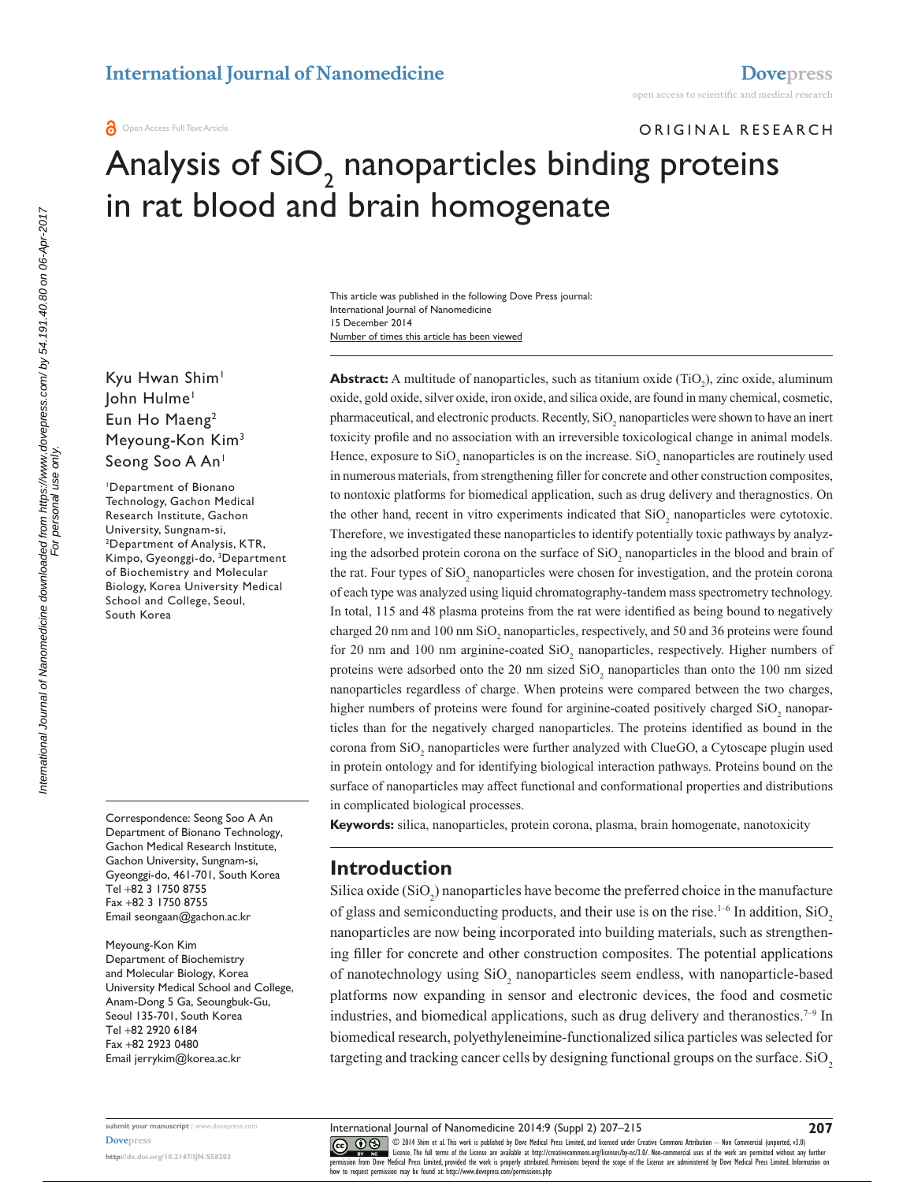ORIGINAL RESEARCH

# Analysis of $SiO_2$ nanoparticles binding proteins in rat blood and brain homogenate

This article was published in the following Dove Press journal:
International Journal of Nanomedicine
15 December 2014
Number of times this article has been viewed

Kyu Hwan Shim[1]
John Hulme[1]
Eun Ho Maeng[2]
Meyoung-Kon Kim[3]
Seong Soo A An[1]

[1]Department of Bionano Technology, Gachon Medical Research Institute, Gachon University, Sungnam-si, [2]Department of Analysis, KTR, Kimpo, Gyeonggi-do, [3]Department of Biochemistry and Molecular Biology, Korea University Medical School and College, Seoul, South Korea

Correspondence: Seong Soo A An
Department of Bionano Technology, Gachon Medical Research Institute, Gachon University, Sungnam-si, Gyeonggi-do, 461-701, South Korea
Tel +82 3 1750 8755
Fax +82 3 1750 8755
Email seongaan@gachon.ac.kr

Meyoung-Kon Kim
Department of Biochemistry and Molecular Biology, Korea University Medical School and College, Anam-Dong 5 Ga, Seoungbuk-Gu, Seoul 135-701, South Korea
Tel +82 2920 6184
Fax +82 2923 0480
Email jerrykim@korea.ac.kr

**Abstract:** A multitude of nanoparticles, such as titanium oxide ($TiO_2$), zinc oxide, aluminum oxide, gold oxide, silver oxide, iron oxide, and silica oxide, are found in many chemical, cosmetic, pharmaceutical, and electronic products. Recently, $SiO_2$ nanoparticles were shown to have an inert toxicity profile and no association with an irreversible toxicological change in animal models. Hence, exposure to $SiO_2$ nanoparticles is on the increase. $SiO_2$ nanoparticles are routinely used in numerous materials, from strengthening filler for concrete and other construction composites, to nontoxic platforms for biomedical application, such as drug delivery and theragnostics. On the other hand, recent in vitro experiments indicated that $SiO_2$ nanoparticles were cytotoxic. Therefore, we investigated these nanoparticles to identify potentially toxic pathways by analyzing the adsorbed protein corona on the surface of $SiO_2$ nanoparticles in the blood and brain of the rat. Four types of $SiO_2$ nanoparticles were chosen for investigation, and the protein corona of each type was analyzed using liquid chromatography-tandem mass spectrometry technology. In total, 115 and 48 plasma proteins from the rat were identified as being bound to negatively charged 20 nm and 100 nm $SiO_2$ nanoparticles, respectively, and 50 and 36 proteins were found for 20 nm and 100 nm arginine-coated $SiO_2$ nanoparticles, respectively. Higher numbers of proteins were adsorbed onto the 20 nm sized $SiO_2$ nanoparticles than onto the 100 nm sized nanoparticles regardless of charge. When proteins were compared between the two charges, higher numbers of proteins were found for arginine-coated positively charged $SiO_2$ nanoparticles than for the negatively charged nanoparticles. The proteins identified as bound in the corona from $SiO_2$ nanoparticles were further analyzed with ClueGO, a Cytoscape plugin used in protein ontology and for identifying biological interaction pathways. Proteins bound on the surface of nanoparticles may affect functional and conformational properties and distributions in complicated biological processes.

**Keywords:** silica, nanoparticles, protein corona, plasma, brain homogenate, nanotoxicity

## Introduction

Silica oxide ($SiO_2$) nanoparticles have become the preferred choice in the manufacture of glass and semiconducting products, and their use is on the rise.[1–6] In addition, $SiO_2$ nanoparticles are now being incorporated into building materials, such as strengthening filler for concrete and other construction composites. The potential applications of nanotechnology using $SiO_2$ nanoparticles seem endless, with nanoparticle-based platforms now expanding in sensor and electronic devices, the food and cosmetic industries, and biomedical applications, such as drug delivery and theranostics.[7–9] In biomedical research, polyethyleneimine-functionalized silica particles was selected for targeting and tracking cancer cells by designing functional groups on the surface. $SiO_2$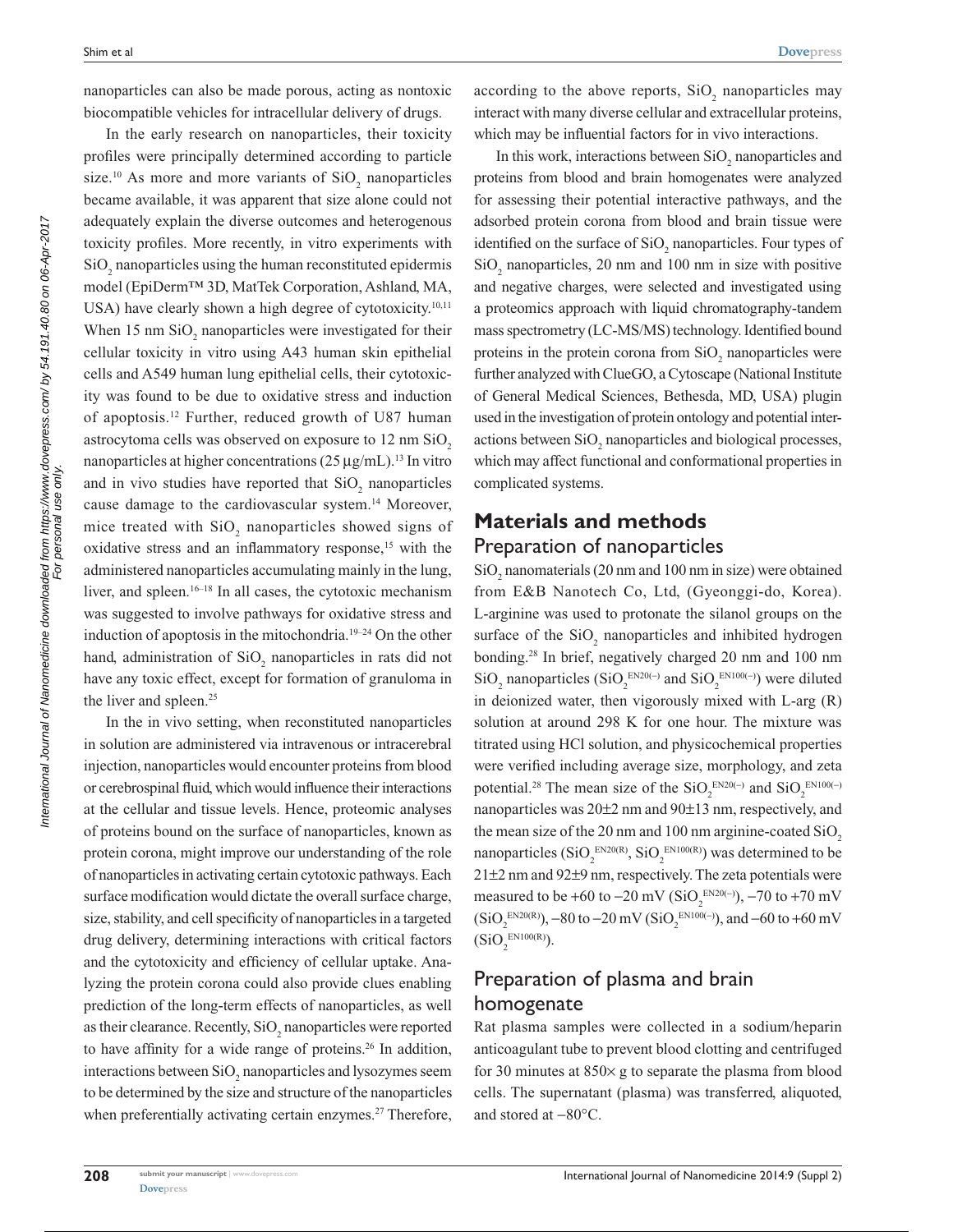nanoparticles can also be made porous, acting as nontoxic biocompatible vehicles for intracellular delivery of drugs.

In the early research on nanoparticles, their toxicity profiles were principally determined according to particle size.[10] As more and more variants of $SiO_2$ nanoparticles became available, it was apparent that size alone could not adequately explain the diverse outcomes and heterogenous toxicity profiles. More recently, in vitro experiments with $SiO_2$ nanoparticles using the human reconstituted epidermis model (EpiDerm™ 3D, MatTek Corporation, Ashland, MA, USA) have clearly shown a high degree of cytotoxicity.[10,11] When 15 nm $SiO_2$ nanoparticles were investigated for their cellular toxicity in vitro using A43 human skin epithelial cells and A549 human lung epithelial cells, their cytotoxicity was found to be due to oxidative stress and induction of apoptosis.[12] Further, reduced growth of U87 human astrocytoma cells was observed on exposure to 12 nm $SiO_2$ nanoparticles at higher concentrations (25 μg/mL).[13] In vitro and in vivo studies have reported that $SiO_2$ nanoparticles cause damage to the cardiovascular system.[14] Moreover, mice treated with $SiO_2$ nanoparticles showed signs of oxidative stress and an inflammatory response,[15] with the administered nanoparticles accumulating mainly in the lung, liver, and spleen.[16–18] In all cases, the cytotoxic mechanism was suggested to involve pathways for oxidative stress and induction of apoptosis in the mitochondria.[19–24] On the other hand, administration of $SiO_2$ nanoparticles in rats did not have any toxic effect, except for formation of granuloma in the liver and spleen.[25]

In the in vivo setting, when reconstituted nanoparticles in solution are administered via intravenous or intracerebral injection, nanoparticles would encounter proteins from blood or cerebrospinal fluid, which would influence their interactions at the cellular and tissue levels. Hence, proteomic analyses of proteins bound on the surface of nanoparticles, known as protein corona, might improve our understanding of the role of nanoparticles in activating certain cytotoxic pathways. Each surface modification would dictate the overall surface charge, size, stability, and cell specificity of nanoparticles in a targeted drug delivery, determining interactions with critical factors and the cytotoxicity and efficiency of cellular uptake. Analyzing the protein corona could also provide clues enabling prediction of the long-term effects of nanoparticles, as well as their clearance. Recently, $SiO_2$ nanoparticles were reported to have affinity for a wide range of proteins.[26] In addition, interactions between $SiO_2$ nanoparticles and lysozymes seem to be determined by the size and structure of the nanoparticles when preferentially activating certain enzymes.[27] Therefore, according to the above reports, $SiO_2$ nanoparticles may interact with many diverse cellular and extracellular proteins, which may be influential factors for in vivo interactions.

In this work, interactions between $SiO_2$ nanoparticles and proteins from blood and brain homogenates were analyzed for assessing their potential interactive pathways, and the adsorbed protein corona from blood and brain tissue were identified on the surface of $SiO_2$ nanoparticles. Four types of $SiO_2$ nanoparticles, 20 nm and 100 nm in size with positive and negative charges, were selected and investigated using a proteomics approach with liquid chromatography-tandem mass spectrometry (LC-MS/MS) technology. Identified bound proteins in the protein corona from $SiO_2$ nanoparticles were further analyzed with ClueGO, a Cytoscape (National Institute of General Medical Sciences, Bethesda, MD, USA) plugin used in the investigation of protein ontology and potential interactions between $SiO_2$ nanoparticles and biological processes, which may affect functional and conformational properties in complicated systems.

## Materials and methods

### Preparation of nanoparticles

$SiO_2$ nanomaterials (20 nm and 100 nm in size) were obtained from E&B Nanotech Co, Ltd, (Gyeonggi-do, Korea). L-arginine was used to protonate the silanol groups on the surface of the $SiO_2$ nanoparticles and inhibited hydrogen bonding.[28] In brief, negatively charged 20 nm and 100 nm $SiO_2$ nanoparticles ($SiO_2^{EN20(-)}$ and $SiO_2^{EN100(-)}$) were diluted in deionized water, then vigorously mixed with L-arg (R) solution at around 298 K for one hour. The mixture was titrated using HCl solution, and physicochemical properties were verified including average size, morphology, and zeta potential.[28] The mean size of the $SiO_2^{EN20(-)}$ and $SiO_2^{EN100(-)}$ nanoparticles was 20±2 nm and 90±13 nm, respectively, and the mean size of the 20 nm and 100 nm arginine-coated $SiO_2$ nanoparticles ($SiO_2^{EN20(R)}$, $SiO_2^{EN100(R)}$) was determined to be 21±2 nm and 92±9 nm, respectively. The zeta potentials were measured to be +60 to −20 mV ($SiO_2^{EN20(-)}$), −70 to +70 mV ($SiO_2^{EN20(R)}$), −80 to −20 mV ($SiO_2^{EN100(-)}$), and −60 to +60 mV ($SiO_2^{EN100(R)}$).

### Preparation of plasma and brain homogenate

Rat plasma samples were collected in a sodium/heparin anticoagulant tube to prevent blood clotting and centrifuged for 30 minutes at 850× g to separate the plasma from blood cells. The supernatant (plasma) was transferred, aliquoted, and stored at −80°C.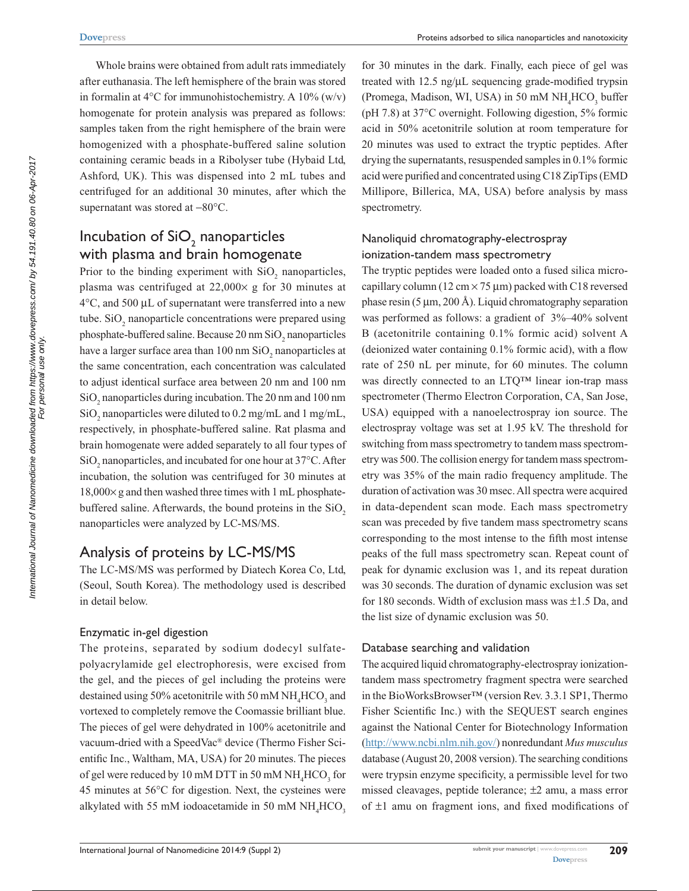Whole brains were obtained from adult rats immediately after euthanasia. The left hemisphere of the brain was stored in formalin at 4°C for immunohistochemistry. A 10% (w/v) homogenate for protein analysis was prepared as follows: samples taken from the right hemisphere of the brain were homogenized with a phosphate-buffered saline solution containing ceramic beads in a Ribolyser tube (Hybaid Ltd, Ashford, UK). This was dispensed into 2 mL tubes and centrifuged for an additional 30 minutes, after which the supernatant was stored at −80°C.

## Incubation of $SiO_2$ nanoparticles with plasma and brain homogenate

Prior to the binding experiment with $SiO_2$ nanoparticles, plasma was centrifuged at 22,000× g for 30 minutes at 4°C, and 500 µL of supernatant were transferred into a new tube. $SiO_2$ nanoparticle concentrations were prepared using phosphate-buffered saline. Because 20 nm $SiO_2$ nanoparticles have a larger surface area than 100 nm $SiO_2$ nanoparticles at the same concentration, each concentration was calculated to adjust identical surface area between 20 nm and 100 nm $SiO_2$ nanoparticles during incubation. The 20 nm and 100 nm $SiO_2$ nanoparticles were diluted to 0.2 mg/mL and 1 mg/mL, respectively, in phosphate-buffered saline. Rat plasma and brain homogenate were added separately to all four types of $SiO_2$ nanoparticles, and incubated for one hour at 37°C. After incubation, the solution was centrifuged for 30 minutes at 18,000× g and then washed three times with 1 mL phosphate-buffered saline. Afterwards, the bound proteins in the $SiO_2$ nanoparticles were analyzed by LC-MS/MS.

## Analysis of proteins by LC-MS/MS

The LC-MS/MS was performed by Diatech Korea Co, Ltd, (Seoul, South Korea). The methodology used is described in detail below.

### Enzymatic in-gel digestion

The proteins, separated by sodium dodecyl sulfate-polyacrylamide gel electrophoresis, were excised from the gel, and the pieces of gel including the proteins were destained using 50% acetonitrile with 50 mM $NH_4HCO_3$ and vortexed to completely remove the Coomassie brilliant blue. The pieces of gel were dehydrated in 100% acetonitrile and vacuum-dried with a SpeedVac® device (Thermo Fisher Scientific Inc., Waltham, MA, USA) for 20 minutes. The pieces of gel were reduced by 10 mM DTT in 50 mM $NH_4HCO_3$ for 45 minutes at 56°C for digestion. Next, the cysteines were alkylated with 55 mM iodoacetamide in 50 mM $NH_4HCO_3$ for 30 minutes in the dark. Finally, each piece of gel was treated with 12.5 ng/µL sequencing grade-modified trypsin (Promega, Madison, WI, USA) in 50 mM $NH_4HCO_3$ buffer (pH 7.8) at 37°C overnight. Following digestion, 5% formic acid in 50% acetonitrile solution at room temperature for 20 minutes was used to extract the tryptic peptides. After drying the supernatants, resuspended samples in 0.1% formic acid were purified and concentrated using C18 ZipTips (EMD Millipore, Billerica, MA, USA) before analysis by mass spectrometry.

### Nanoliquid chromatography-electrospray ionization-tandem mass spectrometry

The tryptic peptides were loaded onto a fused silica microcapillary column (12 cm × 75 µm) packed with C18 reversed phase resin (5 µm, 200 Å). Liquid chromatography separation was performed as follows: a gradient of 3%–40% solvent B (acetonitrile containing 0.1% formic acid) solvent A (deionized water containing 0.1% formic acid), with a flow rate of 250 nL per minute, for 60 minutes. The column was directly connected to an LTQ™ linear ion-trap mass spectrometer (Thermo Electron Corporation, CA, San Jose, USA) equipped with a nanoelectrospray ion source. The electrospray voltage was set at 1.95 kV. The threshold for switching from mass spectrometry to tandem mass spectrometry was 500. The collision energy for tandem mass spectrometry was 35% of the main radio frequency amplitude. The duration of activation was 30 msec. All spectra were acquired in data-dependent scan mode. Each mass spectrometry scan was preceded by five tandem mass spectrometry scans corresponding to the most intense to the fifth most intense peaks of the full mass spectrometry scan. Repeat count of peak for dynamic exclusion was 1, and its repeat duration was 30 seconds. The duration of dynamic exclusion was set for 180 seconds. Width of exclusion mass was ±1.5 Da, and the list size of dynamic exclusion was 50.

### Database searching and validation

The acquired liquid chromatography-electrospray ionization-tandem mass spectrometry fragment spectra were searched in the BioWorksBrowser™ (version Rev. 3.3.1 SP1, Thermo Fisher Scientific Inc.) with the SEQUEST search engines against the National Center for Biotechnology Information (http://www.ncbi.nlm.nih.gov/) nonredundant *Mus musculus* database (August 20, 2008 version). The searching conditions were trypsin enzyme specificity, a permissible level for two missed cleavages, peptide tolerance; ±2 amu, a mass error of ±1 amu on fragment ions, and fixed modifications of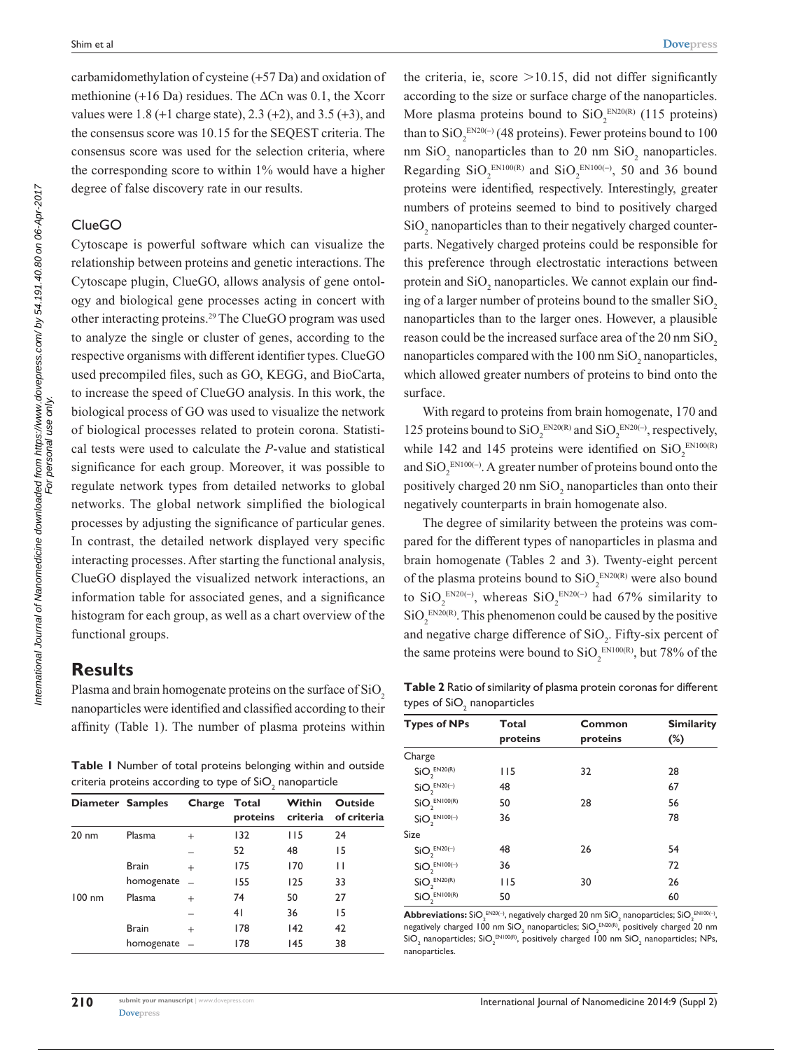carbamidomethylation of cysteine (+57 Da) and oxidation of methionine (+16 Da) residues. The ΔCn was 0.1, the Xcorr values were 1.8 (+1 charge state), 2.3 (+2), and 3.5 (+3), and the consensus score was 10.15 for the SEQEST criteria. The consensus score was used for the selection criteria, where the corresponding score to within 1% would have a higher degree of false discovery rate in our results.

### ClueGO

Cytoscape is powerful software which can visualize the relationship between proteins and genetic interactions. The Cytoscape plugin, ClueGO, allows analysis of gene ontology and biological gene processes acting in concert with other interacting proteins.[29] The ClueGO program was used to analyze the single or cluster of genes, according to the respective organisms with different identifier types. ClueGO used precompiled files, such as GO, KEGG, and BioCarta, to increase the speed of ClueGO analysis. In this work, the biological process of GO was used to visualize the network of biological processes related to protein corona. Statistical tests were used to calculate the *P*-value and statistical significance for each group. Moreover, it was possible to regulate network types from detailed networks to global networks. The global network simplified the biological processes by adjusting the significance of particular genes. In contrast, the detailed network displayed very specific interacting processes. After starting the functional analysis, ClueGO displayed the visualized network interactions, an information table for associated genes, and a significance histogram for each group, as well as a chart overview of the functional groups.

## Results

Plasma and brain homogenate proteins on the surface of $SiO_2$ nanoparticles were identified and classified according to their affinity (Table 1). The number of plasma proteins within the criteria, ie, score >10.15, did not differ significantly according to the size or surface charge of the nanoparticles. More plasma proteins bound to $SiO_2^{EN20(R)}$ (115 proteins) than to $SiO_2^{EN20(-)}$ (48 proteins). Fewer proteins bound to 100 nm $SiO_2$ nanoparticles than to 20 nm $SiO_2$ nanoparticles. Regarding $SiO_2^{EN100(R)}$ and $SiO_2^{EN100(-)}$, 50 and 36 bound proteins were identified, respectively. Interestingly, greater numbers of proteins seemed to bind to positively charged $SiO_2$ nanoparticles than to their negatively charged counterparts. Negatively charged proteins could be responsible for this preference through electrostatic interactions between protein and $SiO_2$ nanoparticles. We cannot explain our finding of a larger number of proteins bound to the smaller $SiO_2$ nanoparticles than to the larger ones. However, a plausible reason could be the increased surface area of the 20 nm $SiO_2$ nanoparticles compared with the 100 nm $SiO_2$ nanoparticles, which allowed greater numbers of proteins to bind onto the surface.

**Table 1** Number of total proteins belonging within and outside criteria proteins according to type of $SiO_2$ nanoparticle

| Diameter | Samples | Charge | Total proteins | Within criteria | Outside of criteria |
|---|---|---|---|---|---|
| 20 nm | Plasma | + | 132 | 115 | 24 |
| | | – | 52 | 48 | 15 |
| | Brain | + | 175 | 170 | 11 |
| | homogenate | – | 155 | 125 | 33 |
| 100 nm | Plasma | + | 74 | 50 | 27 |
| | | – | 41 | 36 | 15 |
| | Brain | + | 178 | 142 | 42 |
| | homogenate | – | 178 | 145 | 38 |

With regard to proteins from brain homogenate, 170 and 125 proteins bound to $SiO_2^{EN20(R)}$ and $SiO_2^{EN20(-)}$, respectively, while 142 and 145 proteins were identified on $SiO_2^{EN100(R)}$ and $SiO_2^{EN100(-)}$. A greater number of proteins bound onto the positively charged 20 nm $SiO_2$ nanoparticles than onto their negatively counterparts in brain homogenate also.

The degree of similarity between the proteins was compared for the different types of nanoparticles in plasma and brain homogenate (Tables 2 and 3). Twenty-eight percent of the plasma proteins bound to $SiO_2^{EN20(R)}$ were also bound to $SiO_2^{EN20(-)}$, whereas $SiO_2^{EN20(-)}$ had 67% similarity to $SiO_2^{EN20(R)}$. This phenomenon could be caused by the positive and negative charge difference of $SiO_2$. Fifty-six percent of the same proteins were bound to $SiO_2^{EN100(R)}$, but 78% of the

**Table 2** Ratio of similarity of plasma protein coronas for different types of $SiO_2$ nanoparticles

| Types of NPs | Total proteins | Common proteins | Similarity (%) |
|---|---|---|---|
| Charge | | | |
| $SiO_2^{EN20(R)}$ | 115 | 32 | 28 |
| $SiO_2^{EN20(-)}$ | 48 | | 67 |
| $SiO_2^{EN100(R)}$ | 50 | 28 | 56 |
| $SiO_2^{EN100(-)}$ | 36 | | 78 |
| Size | | | |
| $SiO_2^{EN20(-)}$ | 48 | 26 | 54 |
| $SiO_2^{EN100(-)}$ | 36 | | 72 |
| $SiO_2^{EN20(R)}$ | 115 | 30 | 26 |
| $SiO_2^{EN100(R)}$ | 50 | | 60 |

**Abbreviations:** $SiO_2^{EN20(-)}$, negatively charged 20 nm $SiO_2$ nanoparticles; $SiO_2^{EN100(-)}$, negatively charged 100 nm $SiO_2$ nanoparticles; $SiO_2^{EN20(R)}$, positively charged 20 nm $SiO_2$ nanoparticles; $SiO_2^{EN100(R)}$, positively charged 100 nm $SiO_2$ nanoparticles; NPs, nanoparticles.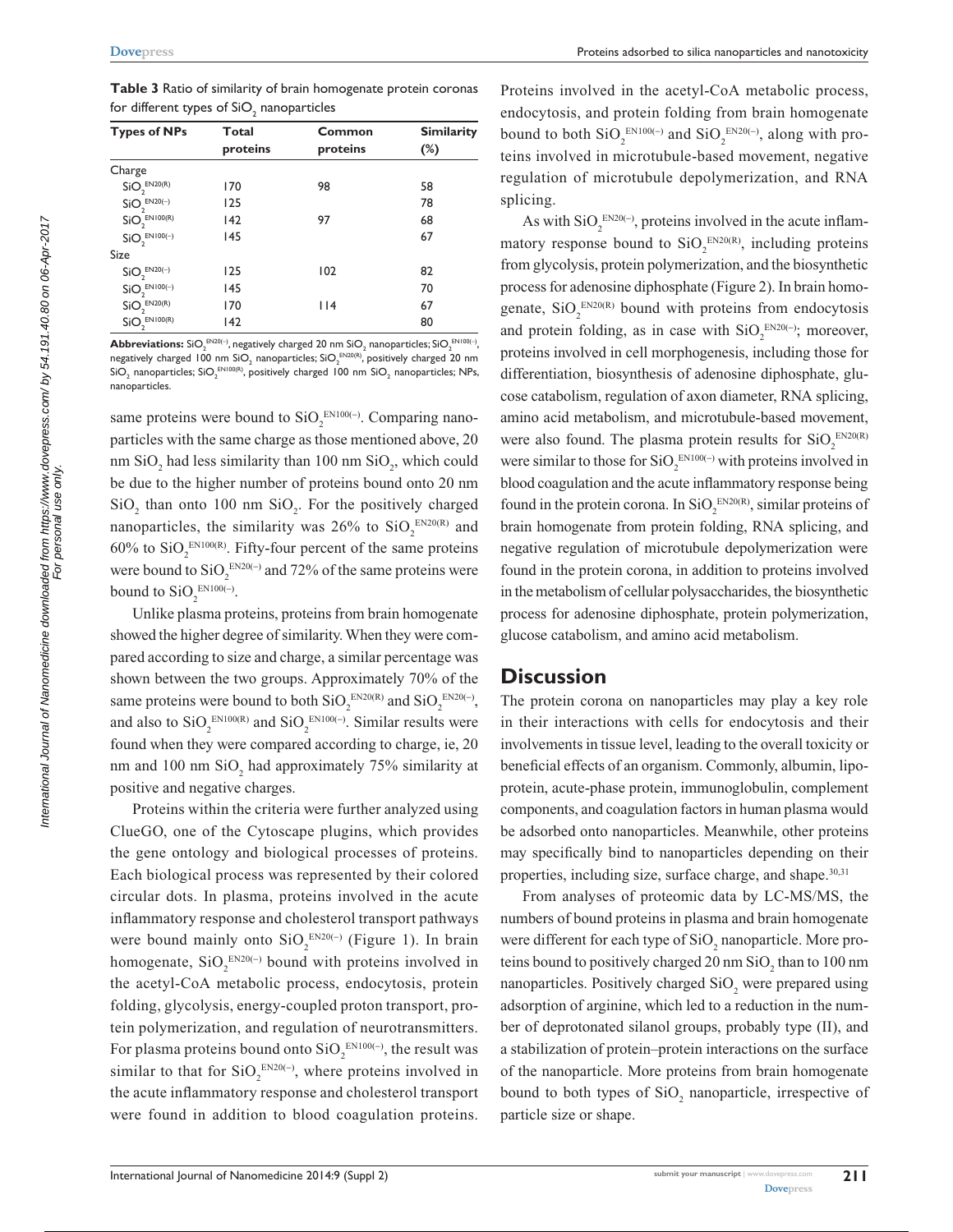**Table 3** Ratio of similarity of brain homogenate protein coronas for different types of $SiO_2$ nanoparticles

| Types of NPs | Total proteins | Common proteins | Similarity (%) |
|---|---|---|---|
| Charge | | | |
| $SiO_2^{EN20(R)}$ | 170 | 98 | 58 |
| $SiO_2^{EN20(-)}$ | 125 | | 78 |
| $SiO_2^{EN100(R)}$ | 142 | 97 | 68 |
| $SiO_2^{EN100(-)}$ | 145 | | 67 |
| Size | | | |
| $SiO_2^{EN20(-)}$ | 125 | 102 | 82 |
| $SiO_2^{EN100(-)}$ | 145 | | 70 |
| $SiO_2^{EN20(R)}$ | 170 | 114 | 67 |
| $SiO_2^{EN100(R)}$ | 142 | | 80 |

**Abbreviations:** $SiO_2^{EN20(-)}$, negatively charged 20 nm $SiO_2$ nanoparticles; $SiO_2^{EN100(-)}$, negatively charged 100 nm $SiO_2$ nanoparticles; $SiO_2^{EN20(R)}$, positively charged 20 nm $SiO_2$ nanoparticles; $SiO_2^{EN100(R)}$, positively charged 100 nm $SiO_2$ nanoparticles; NPs, nanoparticles.

same proteins were bound to $SiO_2^{EN100(-)}$. Comparing nanoparticles with the same charge as those mentioned above, 20 nm $SiO_2$ had less similarity than 100 nm $SiO_2$, which could be due to the higher number of proteins bound onto 20 nm $SiO_2$ than onto 100 nm $SiO_2$. For the positively charged nanoparticles, the similarity was 26% to $SiO_2^{EN20(R)}$ and 60% to $SiO_2^{EN100(R)}$. Fifty-four percent of the same proteins were bound to $SiO_2^{EN20(-)}$ and 72% of the same proteins were bound to $SiO_2^{EN100(-)}$.

Unlike plasma proteins, proteins from brain homogenate showed the higher degree of similarity. When they were compared according to size and charge, a similar percentage was shown between the two groups. Approximately 70% of the same proteins were bound to both $SiO_2^{EN20(R)}$ and $SiO_2^{EN20(-)}$, and also to $SiO_2^{EN100(R)}$ and $SiO_2^{EN100(-)}$. Similar results were found when they were compared according to charge, ie, 20 nm and 100 nm $SiO_2$ had approximately 75% similarity at positive and negative charges.

Proteins within the criteria were further analyzed using ClueGO, one of the Cytoscape plugins, which provides the gene ontology and biological processes of proteins. Each biological process was represented by their colored circular dots. In plasma, proteins involved in the acute inflammatory response and cholesterol transport pathways were bound mainly onto $SiO_2^{EN20(-)}$ (Figure 1). In brain homogenate, $SiO_2^{EN20(-)}$ bound with proteins involved in the acetyl-CoA metabolic process, endocytosis, protein folding, glycolysis, energy-coupled proton transport, protein polymerization, and regulation of neurotransmitters. For plasma proteins bound onto $SiO_2^{EN100(-)}$, the result was similar to that for $SiO_2^{EN20(-)}$, where proteins involved in the acute inflammatory response and cholesterol transport were found in addition to blood coagulation proteins. Proteins involved in the acetyl-CoA metabolic process, endocytosis, and protein folding from brain homogenate bound to both $SiO_2^{EN100(-)}$ and $SiO_2^{EN20(-)}$, along with proteins involved in microtubule-based movement, negative regulation of microtubule depolymerization, and RNA splicing.

As with $SiO_2^{EN20(-)}$, proteins involved in the acute inflammatory response bound to $SiO_2^{EN20(R)}$, including proteins from glycolysis, protein polymerization, and the biosynthetic process for adenosine diphosphate (Figure 2). In brain homogenate, $SiO_2^{EN20(R)}$ bound with proteins from endocytosis and protein folding, as in case with $SiO_2^{EN20(-)}$; moreover, proteins involved in cell morphogenesis, including those for differentiation, biosynthesis of adenosine diphosphate, glucose catabolism, regulation of axon diameter, RNA splicing, amino acid metabolism, and microtubule-based movement, were also found. The plasma protein results for $SiO_2^{EN20(R)}$ were similar to those for $SiO_2^{EN100(-)}$ with proteins involved in blood coagulation and the acute inflammatory response being found in the protein corona. In $SiO_2^{EN20(R)}$, similar proteins of brain homogenate from protein folding, RNA splicing, and negative regulation of microtubule depolymerization were found in the protein corona, in addition to proteins involved in the metabolism of cellular polysaccharides, the biosynthetic process for adenosine diphosphate, protein polymerization, glucose catabolism, and amino acid metabolism.

## Discussion

The protein corona on nanoparticles may play a key role in their interactions with cells for endocytosis and their involvements in tissue level, leading to the overall toxicity or beneficial effects of an organism. Commonly, albumin, lipoprotein, acute-phase protein, immunoglobulin, complement components, and coagulation factors in human plasma would be adsorbed onto nanoparticles. Meanwhile, other proteins may specifically bind to nanoparticles depending on their properties, including size, surface charge, and shape.[30,31]

From analyses of proteomic data by LC-MS/MS, the numbers of bound proteins in plasma and brain homogenate were different for each type of $SiO_2$ nanoparticle. More proteins bound to positively charged 20 nm $SiO_2$ than to 100 nm nanoparticles. Positively charged $SiO_2$ were prepared using adsorption of arginine, which led to a reduction in the number of deprotonated silanol groups, probably type (II), and a stabilization of protein–protein interactions on the surface of the nanoparticle. More proteins from brain homogenate bound to both types of $SiO_2$ nanoparticle, irrespective of particle size or shape.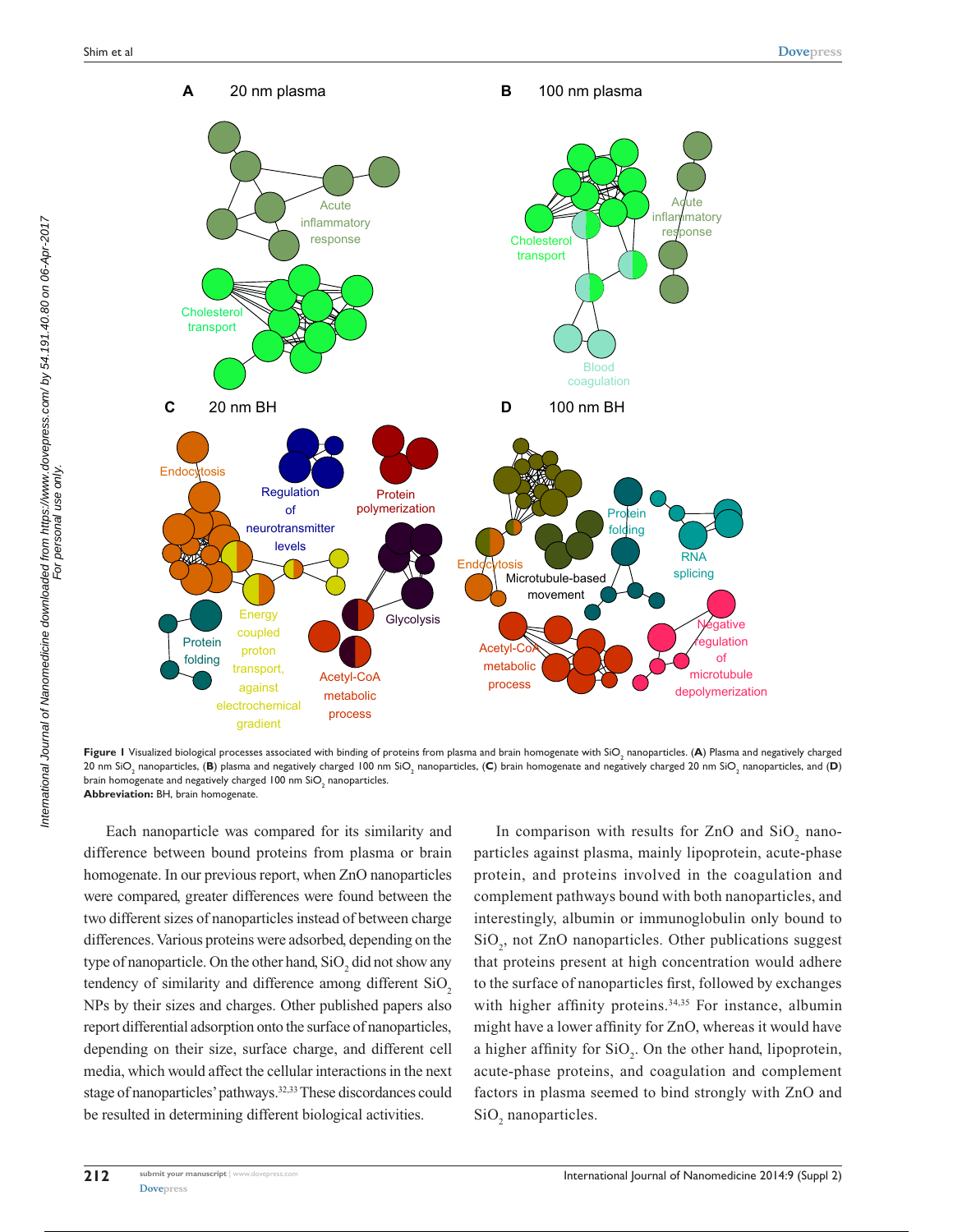**Figure 1** Visualized biological processes associated with binding of proteins from plasma and brain homogenate with $SiO_2$ nanoparticles. (**A**) Plasma and negatively charged 20 nm $SiO_2$ nanoparticles, (**B**) plasma and negatively charged 100 nm $SiO_2$ nanoparticles, (**C**) brain homogenate and negatively charged 20 nm $SiO_2$ nanoparticles, and (**D**) brain homogenate and negatively charged 100 nm $SiO_2$ nanoparticles.
**Abbreviation:** BH, brain homogenate.

Each nanoparticle was compared for its similarity and difference between bound proteins from plasma or brain homogenate. In our previous report, when ZnO nanoparticles were compared, greater differences were found between the two different sizes of nanoparticles instead of between charge differences. Various proteins were adsorbed, depending on the type of nanoparticle. On the other hand, $SiO_2$ did not show any tendency of similarity and difference among different $SiO_2$ NPs by their sizes and charges. Other published papers also report differential adsorption onto the surface of nanoparticles, depending on their size, surface charge, and different cell media, which would affect the cellular interactions in the next stage of nanoparticles' pathways.[32,33] These discordances could be resulted in determining different biological activities.

In comparison with results for ZnO and $SiO_2$ nanoparticles against plasma, mainly lipoprotein, acute-phase protein, and proteins involved in the coagulation and complement pathways bound with both nanoparticles, and interestingly, albumin or immunoglobulin only bound to $SiO_2$, not ZnO nanoparticles. Other publications suggest that proteins present at high concentration would adhere to the surface of nanoparticles first, followed by exchanges with higher affinity proteins.[34,35] For instance, albumin might have a lower affinity for ZnO, whereas it would have a higher affinity for $SiO_2$. On the other hand, lipoprotein, acute-phase proteins, and coagulation and complement factors in plasma seemed to bind strongly with ZnO and $SiO_2$ nanoparticles.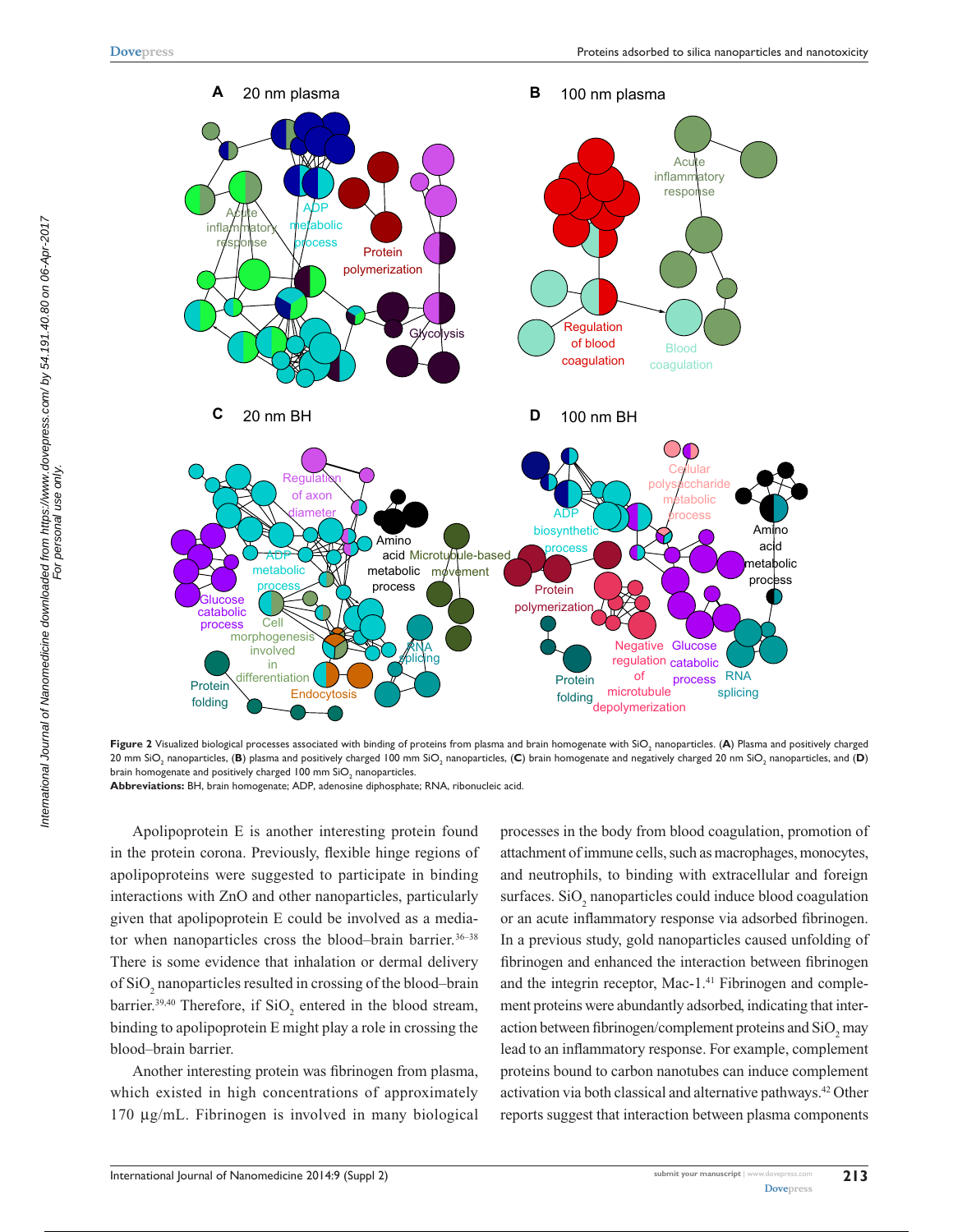**Figure 2** Visualized biological processes associated with binding of proteins from plasma and brain homogenate with $SiO_2$ nanoparticles. (**A**) Plasma and positively charged 20 mm $SiO_2$ nanoparticles, (**B**) plasma and positively charged 100 mm $SiO_2$ nanoparticles, (**C**) brain homogenate and negatively charged 20 nm $SiO_2$ nanoparticles, and (**D**) brain homogenate and positively charged 100 mm $SiO_2$ nanoparticles.

**Abbreviations:** BH, brain homogenate; ADP, adenosine diphosphate; RNA, ribonucleic acid.

Apolipoprotein E is another interesting protein found in the protein corona. Previously, flexible hinge regions of apolipoproteins were suggested to participate in binding interactions with ZnO and other nanoparticles, particularly given that apolipoprotein E could be involved as a mediator when nanoparticles cross the blood–brain barrier.[36–38] There is some evidence that inhalation or dermal delivery of $SiO_2$ nanoparticles resulted in crossing of the blood–brain barrier.[39,40] Therefore, if $SiO_2$ entered in the blood stream, binding to apolipoprotein E might play a role in crossing the blood–brain barrier.

Another interesting protein was fibrinogen from plasma, which existed in high concentrations of approximately 170 μg/mL. Fibrinogen is involved in many biological processes in the body from blood coagulation, promotion of attachment of immune cells, such as macrophages, monocytes, and neutrophils, to binding with extracellular and foreign surfaces. $SiO_2$ nanoparticles could induce blood coagulation or an acute inflammatory response via adsorbed fibrinogen. In a previous study, gold nanoparticles caused unfolding of fibrinogen and enhanced the interaction between fibrinogen and the integrin receptor, Mac-1.[41] Fibrinogen and complement proteins were abundantly adsorbed, indicating that interaction between fibrinogen/complement proteins and $SiO_2$ may lead to an inflammatory response. For example, complement proteins bound to carbon nanotubes can induce complement activation via both classical and alternative pathways.[42] Other reports suggest that interaction between plasma components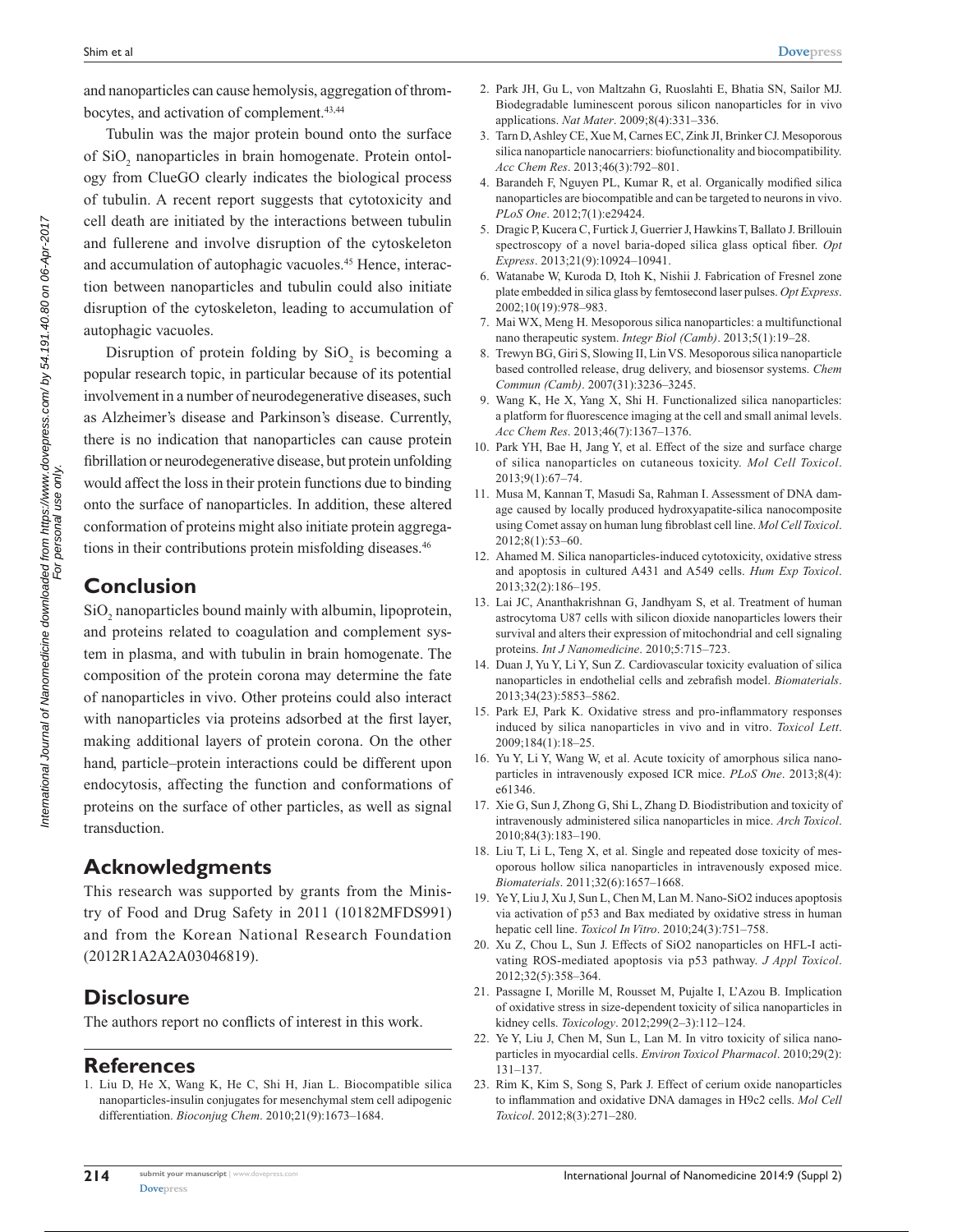and nanoparticles can cause hemolysis, aggregation of thrombocytes, and activation of complement.[43,44]

Tubulin was the major protein bound onto the surface of $SiO_2$ nanoparticles in brain homogenate. Protein ontology from ClueGO clearly indicates the biological process of tubulin. A recent report suggests that cytotoxicity and cell death are initiated by the interactions between tubulin and fullerene and involve disruption of the cytoskeleton and accumulation of autophagic vacuoles.[45] Hence, interaction between nanoparticles and tubulin could also initiate disruption of the cytoskeleton, leading to accumulation of autophagic vacuoles.

Disruption of protein folding by $SiO_2$ is becoming a popular research topic, in particular because of its potential involvement in a number of neurodegenerative diseases, such as Alzheimer's disease and Parkinson's disease. Currently, there is no indication that nanoparticles can cause protein fibrillation or neurodegenerative disease, but protein unfolding would affect the loss in their protein functions due to binding onto the surface of nanoparticles. In addition, these altered conformation of proteins might also initiate protein aggregations in their contributions protein misfolding diseases.[46]

## Conclusion

$SiO_2$ nanoparticles bound mainly with albumin, lipoprotein, and proteins related to coagulation and complement system in plasma, and with tubulin in brain homogenate. The composition of the protein corona may determine the fate of nanoparticles in vivo. Other proteins could also interact with nanoparticles via proteins adsorbed at the first layer, making additional layers of protein corona. On the other hand, particle–protein interactions could be different upon endocytosis, affecting the function and conformations of proteins on the surface of other particles, as well as signal transduction.

## Acknowledgments

This research was supported by grants from the Ministry of Food and Drug Safety in 2011 (10182MFDS991) and from the Korean National Research Foundation (2012R1A2A2A03046819).

## Disclosure

The authors report no conflicts of interest in this work.

## References

1. Liu D, He X, Wang K, He C, Shi H, Jian L. Biocompatible silica nanoparticles-insulin conjugates for mesenchymal stem cell adipogenic differentiation. *Bioconjug Chem*. 2010;21(9):1673–1684.
2. Park JH, Gu L, von Maltzahn G, Ruoslahti E, Bhatia SN, Sailor MJ. Biodegradable luminescent porous silicon nanoparticles for in vivo applications. *Nat Mater*. 2009;8(4):331–336.
3. Tarn D, Ashley CE, Xue M, Carnes EC, Zink JI, Brinker CJ. Mesoporous silica nanoparticle nanocarriers: biofunctionality and biocompatibility. *Acc Chem Res*. 2013;46(3):792–801.
4. Barandeh F, Nguyen PL, Kumar R, et al. Organically modified silica nanoparticles are biocompatible and can be targeted to neurons in vivo. *PLoS One*. 2012;7(1):e29424.
5. Dragic P, Kucera C, Furtick J, Guerrier J, Hawkins T, Ballato J. Brillouin spectroscopy of a novel baria-doped silica glass optical fiber. *Opt Express*. 2013;21(9):10924–10941.
6. Watanabe W, Kuroda D, Itoh K, Nishii J. Fabrication of Fresnel zone plate embedded in silica glass by femtosecond laser pulses. *Opt Express*. 2002;10(19):978–983.
7. Mai WX, Meng H. Mesoporous silica nanoparticles: a multifunctional nano therapeutic system. *Integr Biol (Camb)*. 2013;5(1):19–28.
8. Trewyn BG, Giri S, Slowing II, Lin VS. Mesoporous silica nanoparticle based controlled release, drug delivery, and biosensor systems. *Chem Commun (Camb)*. 2007(31):3236–3245.
9. Wang K, He X, Yang X, Shi H. Functionalized silica nanoparticles: a platform for fluorescence imaging at the cell and small animal levels. *Acc Chem Res*. 2013;46(7):1367–1376.
10. Park YH, Bae H, Jang Y, et al. Effect of the size and surface charge of silica nanoparticles on cutaneous toxicity. *Mol Cell Toxicol*. 2013;9(1):67–74.
11. Musa M, Kannan T, Masudi Sa, Rahman I. Assessment of DNA damage caused by locally produced hydroxyapatite-silica nanocomposite using Comet assay on human lung fibroblast cell line. *Mol Cell Toxicol*. 2012;8(1):53–60.
12. Ahamed M. Silica nanoparticles-induced cytotoxicity, oxidative stress and apoptosis in cultured A431 and A549 cells. *Hum Exp Toxicol*. 2013;32(2):186–195.
13. Lai JC, Ananthakrishnan G, Jandhyam S, et al. Treatment of human astrocytoma U87 cells with silicon dioxide nanoparticles lowers their survival and alters their expression of mitochondrial and cell signaling proteins. *Int J Nanomedicine*. 2010;5:715–723.
14. Duan J, Yu Y, Li Y, Sun Z. Cardiovascular toxicity evaluation of silica nanoparticles in endothelial cells and zebrafish model. *Biomaterials*. 2013;34(23):5853–5862.
15. Park EJ, Park K. Oxidative stress and pro-inflammatory responses induced by silica nanoparticles in vivo and in vitro. *Toxicol Lett*. 2009;184(1):18–25.
16. Yu Y, Li Y, Wang W, et al. Acute toxicity of amorphous silica nanoparticles in intravenously exposed ICR mice. *PLoS One*. 2013;8(4):e61346.
17. Xie G, Sun J, Zhong G, Shi L, Zhang D. Biodistribution and toxicity of intravenously administered silica nanoparticles in mice. *Arch Toxicol*. 2010;84(3):183–190.
18. Liu T, Li L, Teng X, et al. Single and repeated dose toxicity of mesoporous hollow silica nanoparticles in intravenously exposed mice. *Biomaterials*. 2011;32(6):1657–1668.
19. Ye Y, Liu J, Xu J, Sun L, Chen M, Lan M. Nano-SiO2 induces apoptosis via activation of p53 and Bax mediated by oxidative stress in human hepatic cell line. *Toxicol In Vitro*. 2010;24(3):751–758.
20. Xu Z, Chou L, Sun J. Effects of SiO2 nanoparticles on HFL-I activating ROS-mediated apoptosis via p53 pathway. *J Appl Toxicol*. 2012;32(5):358–364.
21. Passagne I, Morille M, Rousset M, Pujalte I, L'Azou B. Implication of oxidative stress in size-dependent toxicity of silica nanoparticles in kidney cells. *Toxicology*. 2012;299(2–3):112–124.
22. Ye Y, Liu J, Chen M, Sun L, Lan M. In vitro toxicity of silica nanoparticles in myocardial cells. *Environ Toxicol Pharmacol*. 2010;29(2):131–137.
23. Rim K, Kim S, Song S, Park J. Effect of cerium oxide nanoparticles to inflammation and oxidative DNA damages in H9c2 cells. *Mol Cell Toxicol*. 2012;8(3):271–280.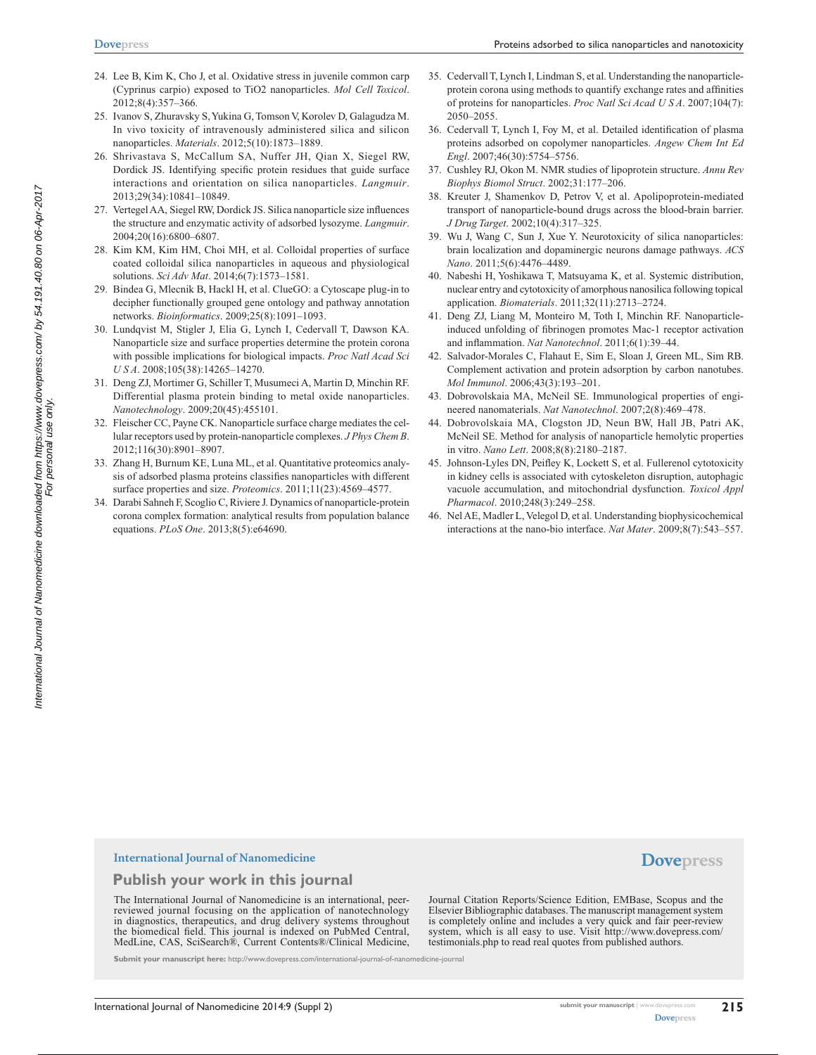24. Lee B, Kim K, Cho J, et al. Oxidative stress in juvenile common carp (Cyprinus carpio) exposed to TiO2 nanoparticles. *Mol Cell Toxicol*. 2012;8(4):357–366.
25. Ivanov S, Zhuravsky S, Yukina G, Tomson V, Korolev D, Galagudza M. In vivo toxicity of intravenously administered silica and silicon nanoparticles. *Materials*. 2012;5(10):1873–1889.
26. Shrivastava S, McCallum SA, Nuffer JH, Qian X, Siegel RW, Dordick JS. Identifying specific protein residues that guide surface interactions and orientation on silica nanoparticles. *Langmuir*. 2013;29(34):10841–10849.
27. Vertegel AA, Siegel RW, Dordick JS. Silica nanoparticle size influences the structure and enzymatic activity of adsorbed lysozyme. *Langmuir*. 2004;20(16):6800–6807.
28. Kim KM, Kim HM, Choi MH, et al. Colloidal properties of surface coated colloidal silica nanoparticles in aqueous and physiological solutions. *Sci Adv Mat*. 2014;6(7):1573–1581.
29. Bindea G, Mlecnik B, Hackl H, et al. ClueGO: a Cytoscape plug-in to decipher functionally grouped gene ontology and pathway annotation networks. *Bioinformatics*. 2009;25(8):1091–1093.
30. Lundqvist M, Stigler J, Elia G, Lynch I, Cedervall T, Dawson KA. Nanoparticle size and surface properties determine the protein corona with possible implications for biological impacts. *Proc Natl Acad Sci U S A*. 2008;105(38):14265–14270.
31. Deng ZJ, Mortimer G, Schiller T, Musumeci A, Martin D, Minchin RF. Differential plasma protein binding to metal oxide nanoparticles. *Nanotechnology*. 2009;20(45):455101.
32. Fleischer CC, Payne CK. Nanoparticle surface charge mediates the cellular receptors used by protein-nanoparticle complexes. *J Phys Chem B*. 2012;116(30):8901–8907.
33. Zhang H, Burnum KE, Luna ML, et al. Quantitative proteomics analysis of adsorbed plasma proteins classifies nanoparticles with different surface properties and size. *Proteomics*. 2011;11(23):4569–4577.
34. Darabi Sahneh F, Scoglio C, Riviere J. Dynamics of nanoparticle-protein corona complex formation: analytical results from population balance equations. *PLoS One*. 2013;8(5):e64690.
35. Cedervall T, Lynch I, Lindman S, et al. Understanding the nanoparticle-protein corona using methods to quantify exchange rates and affinities of proteins for nanoparticles. *Proc Natl Sci Acad U S A*. 2007;104(7):2050–2055.
36. Cedervall T, Lynch I, Foy M, et al. Detailed identification of plasma proteins adsorbed on copolymer nanoparticles. *Angew Chem Int Ed Engl*. 2007;46(30):5754–5756.
37. Cushley RJ, Okon M. NMR studies of lipoprotein structure. *Annu Rev Biophys Biomol Struct*. 2002;31:177–206.
38. Kreuter J, Shamenkov D, Petrov V, et al. Apolipoprotein-mediated transport of nanoparticle-bound drugs across the blood-brain barrier. *J Drug Target*. 2002;10(4):317–325.
39. Wu J, Wang C, Sun J, Xue Y. Neurotoxicity of silica nanoparticles: brain localization and dopaminergic neurons damage pathways. *ACS Nano*. 2011;5(6):4476–4489.
40. Nabeshi H, Yoshikawa T, Matsuyama K, et al. Systemic distribution, nuclear entry and cytotoxicity of amorphous nanosilica following topical application. *Biomaterials*. 2011;32(11):2713–2724.
41. Deng ZJ, Liang M, Monteiro M, Toth I, Minchin RF. Nanoparticle-induced unfolding of fibrinogen promotes Mac-1 receptor activation and inflammation. *Nat Nanotechnol*. 2011;6(1):39–44.
42. Salvador-Morales C, Flahaut E, Sim E, Sloan J, Green ML, Sim RB. Complement activation and protein adsorption by carbon nanotubes. *Mol Immunol*. 2006;43(3):193–201.
43. Dobrovolskaia MA, McNeil SE. Immunological properties of engineered nanomaterials. *Nat Nanotechnol*. 2007;2(8):469–478.
44. Dobrovolskaia MA, Clogston JD, Neun BW, Hall JB, Patri AK, McNeil SE. Method for analysis of nanoparticle hemolytic properties in vitro. *Nano Lett*. 2008;8(8):2180–2187.
45. Johnson-Lyles DN, Peifley K, Lockett S, et al. Fullerenol cytotoxicity in kidney cells is associated with cytoskeleton disruption, autophagic vacuole accumulation, and mitochondrial dysfunction. *Toxicol Appl Pharmacol*. 2010;248(3):249–258.
46. Nel AE, Madler L, Velegol D, et al. Understanding biophysicochemical interactions at the nano-bio interface. *Nat Mater*. 2009;8(7):543–557.

**International Journal of Nanomedicine**

## Publish your work in this journal

The International Journal of Nanomedicine is an international, peer-reviewed journal focusing on the application of nanotechnology in diagnostics, therapeutics, and drug delivery systems throughout the biomedical field. This journal is indexed on PubMed Central, MedLine, CAS, SciSearch®, Current Contents®/Clinical Medicine, Journal Citation Reports/Science Edition, EMBase, Scopus and the Elsevier Bibliographic databases. The manuscript management system is completely online and includes a very quick and fair peer-review system, which is all easy to use. Visit http://www.dovepress.com/testimonials.php to read real quotes from published authors.

**Submit your manuscript here:** http://www.dovepress.com/international-journal-of-nanomedicine-journal